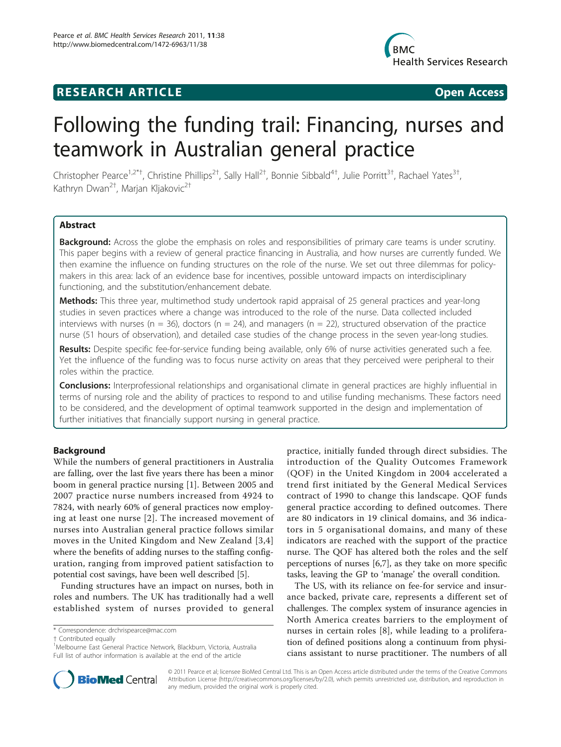**RESEARCH ARTICLE** **Open Access**

# Following the funding trail: Financing, nurses and teamwork in Australian general practice

Christopher Pearce[1,2*†], Christine Phillips[2†], Sally Hall[2†], Bonnie Sibbald[4†], Julie Porritt[3†], Rachael Yates[3†], Kathryn Dwan[2†], Marjan Kljakovic[2†]

## Abstract

**Background:** Across the globe the emphasis on roles and responsibilities of primary care teams is under scrutiny. This paper begins with a review of general practice financing in Australia, and how nurses are currently funded. We then examine the influence on funding structures on the role of the nurse. We set out three dilemmas for policy-makers in this area: lack of an evidence base for incentives, possible untoward impacts on interdisciplinary functioning, and the substitution/enhancement debate.

**Methods:** This three year, multimethod study undertook rapid appraisal of 25 general practices and year-long studies in seven practices where a change was introduced to the role of the nurse. Data collected included interviews with nurses (n = 36), doctors (n = 24), and managers (n = 22), structured observation of the practice nurse (51 hours of observation), and detailed case studies of the change process in the seven year-long studies.

**Results:** Despite specific fee-for-service funding being available, only 6% of nurse activities generated such a fee. Yet the influence of the funding was to focus nurse activity on areas that they perceived were peripheral to their roles within the practice.

**Conclusions:** Interprofessional relationships and organisational climate in general practices are highly influential in terms of nursing role and the ability of practices to respond to and utilise funding mechanisms. These factors need to be considered, and the development of optimal teamwork supported in the design and implementation of further initiatives that financially support nursing in general practice.

## Background

While the numbers of general practitioners in Australia are falling, over the last five years there has been a minor boom in general practice nursing [1]. Between 2005 and 2007 practice nurse numbers increased from 4924 to 7824, with nearly 60% of general practices now employing at least one nurse [2]. The increased movement of nurses into Australian general practice follows similar moves in the United Kingdom and New Zealand [3,4] where the benefits of adding nurses to the staffing configuration, ranging from improved patient satisfaction to potential cost savings, have been well described [5].

Funding structures have an impact on nurses, both in roles and numbers. The UK has traditionally had a well established system of nurses provided to general practice, initially funded through direct subsidies. The introduction of the Quality Outcomes Framework (QOF) in the United Kingdom in 2004 accelerated a trend first initiated by the General Medical Services contract of 1990 to change this landscape. QOF funds general practice according to defined outcomes. There are 80 indicators in 19 clinical domains, and 36 indicators in 5 organisational domains, and many of these indicators are reached with the support of the practice nurse. The QOF has altered both the roles and the self perceptions of nurses [6,7], as they take on more specific tasks, leaving the GP to 'manage' the overall condition.

The US, with its reliance on fee-for service and insurance backed, private care, represents a different set of challenges. The complex system of insurance agencies in North America creates barriers to the employment of nurses in certain roles [8], while leading to a proliferation of defined positions along a continuum from physicians assistant to nurse practitioner. The numbers of all

\* Correspondence: drchrispearce@mac.com
† Contributed equally
[1]Melbourne East General Practice Network, Blackburn, Victoria, Australia
Full list of author information is available at the end of the article

© 2011 Pearce et al; licensee BioMed Central Ltd. This is an Open Access article distributed under the terms of the Creative Commons Attribution License (http://creativecommons.org/licenses/by/2.0), which permits unrestricted use, distribution, and reproduction in any medium, provided the original work is properly cited.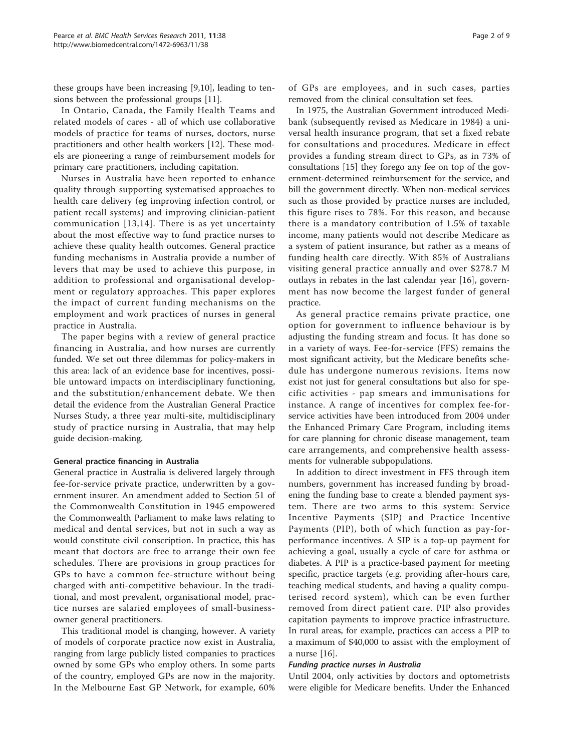these groups have been increasing [9,10], leading to tensions between the professional groups [11].

In Ontario, Canada, the Family Health Teams and related models of cares - all of which use collaborative models of practice for teams of nurses, doctors, nurse practitioners and other health workers [12]. These models are pioneering a range of reimbursement models for primary care practitioners, including capitation.

Nurses in Australia have been reported to enhance quality through supporting systematised approaches to health care delivery (eg improving infection control, or patient recall systems) and improving clinician-patient communication [13,14]. There is as yet uncertainty about the most effective way to fund practice nurses to achieve these quality health outcomes. General practice funding mechanisms in Australia provide a number of levers that may be used to achieve this purpose, in addition to professional and organisational development or regulatory approaches. This paper explores the impact of current funding mechanisms on the employment and work practices of nurses in general practice in Australia.

The paper begins with a review of general practice financing in Australia, and how nurses are currently funded. We set out three dilemmas for policy-makers in this area: lack of an evidence base for incentives, possible untoward impacts on interdisciplinary functioning, and the substitution/enhancement debate. We then detail the evidence from the Australian General Practice Nurses Study, a three year multi-site, multidisciplinary study of practice nursing in Australia, that may help guide decision-making.

### General practice financing in Australia

General practice in Australia is delivered largely through fee-for-service private practice, underwritten by a government insurer. An amendment added to Section 51 of the Commonwealth Constitution in 1945 empowered the Commonwealth Parliament to make laws relating to medical and dental services, but not in such a way as would constitute civil conscription. In practice, this has meant that doctors are free to arrange their own fee schedules. There are provisions in group practices for GPs to have a common fee-structure without being charged with anti-competitive behaviour. In the traditional, and most prevalent, organisational model, practice nurses are salaried employees of small-business-owner general practitioners.

This traditional model is changing, however. A variety of models of corporate practice now exist in Australia, ranging from large publicly listed companies to practices owned by some GPs who employ others. In some parts of the country, employed GPs are now in the majority. In the Melbourne East GP Network, for example, 60% of GPs are employees, and in such cases, parties removed from the clinical consultation set fees.

In 1975, the Australian Government introduced Medibank (subsequently revised as Medicare in 1984) a universal health insurance program, that set a fixed rebate for consultations and procedures. Medicare in effect provides a funding stream direct to GPs, as in 73% of consultations [15] they forego any fee on top of the government-determined reimbursement for the service, and bill the government directly. When non-medical services such as those provided by practice nurses are included, this figure rises to 78%. For this reason, and because there is a mandatory contribution of 1.5% of taxable income, many patients would not describe Medicare as a system of patient insurance, but rather as a means of funding health care directly. With 85% of Australians visiting general practice annually and over $278.7 M outlays in rebates in the last calendar year [16], government has now become the largest funder of general practice.

As general practice remains private practice, one option for government to influence behaviour is by adjusting the funding stream and focus. It has done so in a variety of ways. Fee-for-service (FFS) remains the most significant activity, but the Medicare benefits schedule has undergone numerous revisions. Items now exist not just for general consultations but also for specific activities - pap smears and immunisations for instance. A range of incentives for complex fee-for-service activities have been introduced from 2004 under the Enhanced Primary Care Program, including items for care planning for chronic disease management, team care arrangements, and comprehensive health assessments for vulnerable subpopulations.

In addition to direct investment in FFS through item numbers, government has increased funding by broadening the funding base to create a blended payment system. There are two arms to this system: Service Incentive Payments (SIP) and Practice Incentive Payments (PIP), both of which function as pay-for-performance incentives. A SIP is a top-up payment for achieving a goal, usually a cycle of care for asthma or diabetes. A PIP is a practice-based payment for meeting specific, practice targets (e.g. providing after-hours care, teaching medical students, and having a quality computerised record system), which can be even further removed from direct patient care. PIP also provides capitation payments to improve practice infrastructure. In rural areas, for example, practices can access a PIP to a maximum of $40,000 to assist with the employment of a nurse [16].

#### *Funding practice nurses in Australia*

Until 2004, only activities by doctors and optometrists were eligible for Medicare benefits. Under the Enhanced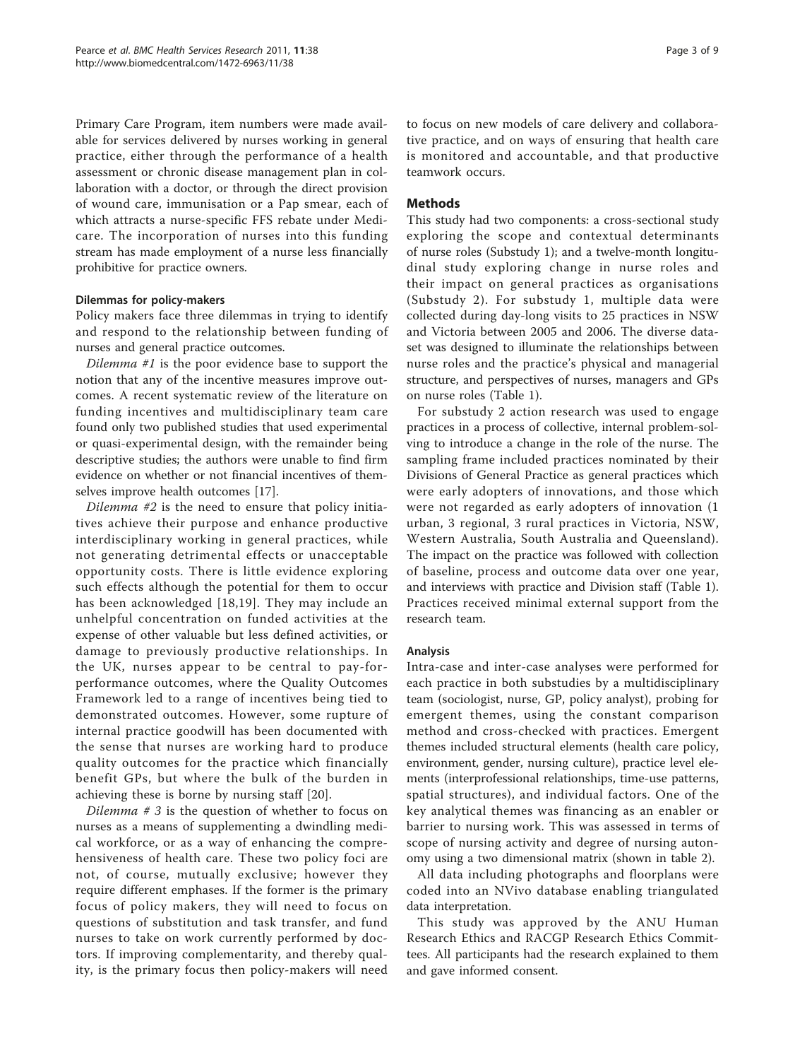Primary Care Program, item numbers were made available for services delivered by nurses working in general practice, either through the performance of a health assessment or chronic disease management plan in collaboration with a doctor, or through the direct provision of wound care, immunisation or a Pap smear, each of which attracts a nurse-specific FFS rebate under Medicare. The incorporation of nurses into this funding stream has made employment of a nurse less financially prohibitive for practice owners.

### Dilemmas for policy-makers

Policy makers face three dilemmas in trying to identify and respond to the relationship between funding of nurses and general practice outcomes.

*Dilemma #1* is the poor evidence base to support the notion that any of the incentive measures improve outcomes. A recent systematic review of the literature on funding incentives and multidisciplinary team care found only two published studies that used experimental or quasi-experimental design, with the remainder being descriptive studies; the authors were unable to find firm evidence on whether or not financial incentives of themselves improve health outcomes [17].

*Dilemma #2* is the need to ensure that policy initiatives achieve their purpose and enhance productive interdisciplinary working in general practices, while not generating detrimental effects or unacceptable opportunity costs. There is little evidence exploring such effects although the potential for them to occur has been acknowledged [18,19]. They may include an unhelpful concentration on funded activities at the expense of other valuable but less defined activities, or damage to previously productive relationships. In the UK, nurses appear to be central to pay-for-performance outcomes, where the Quality Outcomes Framework led to a range of incentives being tied to demonstrated outcomes. However, some rupture of internal practice goodwill has been documented with the sense that nurses are working hard to produce quality outcomes for the practice which financially benefit GPs, but where the bulk of the burden in achieving these is borne by nursing staff [20].

*Dilemma # 3* is the question of whether to focus on nurses as a means of supplementing a dwindling medical workforce, or as a way of enhancing the comprehensiveness of health care. These two policy foci are not, of course, mutually exclusive; however they require different emphases. If the former is the primary focus of policy makers, they will need to focus on questions of substitution and task transfer, and fund nurses to take on work currently performed by doctors. If improving complementarity, and thereby quality, is the primary focus then policy-makers will need to focus on new models of care delivery and collaborative practice, and on ways of ensuring that health care is monitored and accountable, and that productive teamwork occurs.

## Methods

This study had two components: a cross-sectional study exploring the scope and contextual determinants of nurse roles (Substudy 1); and a twelve-month longitudinal study exploring change in nurse roles and their impact on general practices as organisations (Substudy 2). For substudy 1, multiple data were collected during day-long visits to 25 practices in NSW and Victoria between 2005 and 2006. The diverse dataset was designed to illuminate the relationships between nurse roles and the practice's physical and managerial structure, and perspectives of nurses, managers and GPs on nurse roles (Table 1).

For substudy 2 action research was used to engage practices in a process of collective, internal problem-solving to introduce a change in the role of the nurse. The sampling frame included practices nominated by their Divisions of General Practice as general practices which were early adopters of innovations, and those which were not regarded as early adopters of innovation (1 urban, 3 regional, 3 rural practices in Victoria, NSW, Western Australia, South Australia and Queensland). The impact on the practice was followed with collection of baseline, process and outcome data over one year, and interviews with practice and Division staff (Table 1). Practices received minimal external support from the research team.

### Analysis

Intra-case and inter-case analyses were performed for each practice in both substudies by a multidisciplinary team (sociologist, nurse, GP, policy analyst), probing for emergent themes, using the constant comparison method and cross-checked with practices. Emergent themes included structural elements (health care policy, environment, gender, nursing culture), practice level elements (interprofessional relationships, time-use patterns, spatial structures), and individual factors. One of the key analytical themes was financing as an enabler or barrier to nursing work. This was assessed in terms of scope of nursing activity and degree of nursing autonomy using a two dimensional matrix (shown in table 2).

All data including photographs and floorplans were coded into an NVivo database enabling triangulated data interpretation.

This study was approved by the ANU Human Research Ethics and RACGP Research Ethics Committees. All participants had the research explained to them and gave informed consent.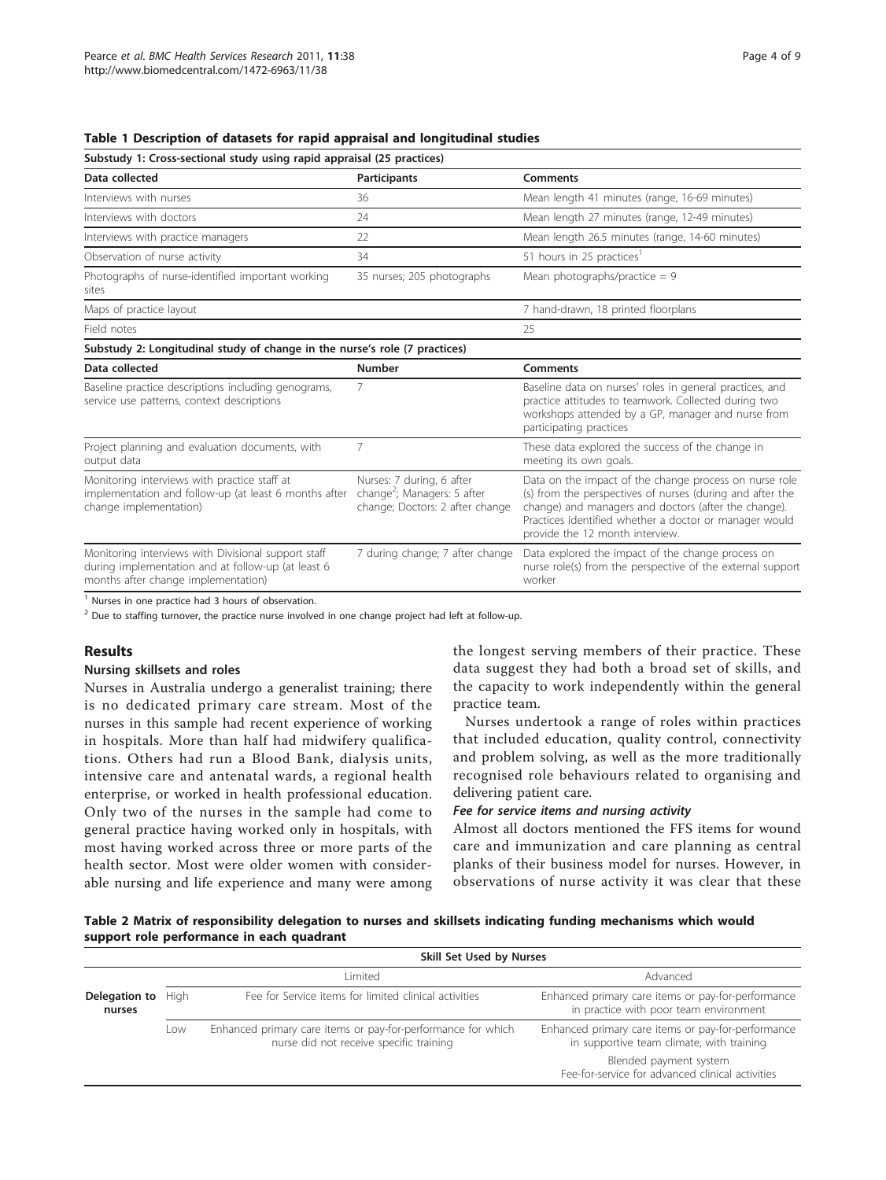**Table 1 Description of datasets for rapid appraisal and longitudinal studies**

| Substudy 1: Cross-sectional study using rapid appraisal (25 practices) | | |
|---|---|---|
| **Data collected** | **Participants** | **Comments** |
| Interviews with nurses | 36 | Mean length 41 minutes (range, 16-69 minutes) |
| Interviews with doctors | 24 | Mean length 27 minutes (range, 12-49 minutes) |
| Interviews with practice managers | 22 | Mean length 26.5 minutes (range, 14-60 minutes) |
| Observation of nurse activity | 34 | 51 hours in 25 practices[1] |
| Photographs of nurse-identified important working sites | 35 nurses; 205 photographs | Mean photographs/practice = 9 |
| Maps of practice layout | | 7 hand-drawn, 18 printed floorplans |
| Field notes | | 25 |
| **Substudy 2: Longitudinal study of change in the nurse's role (7 practices)** | | |
| **Data collected** | **Number** | **Comments** |
| Baseline practice descriptions including genograms, service use patterns, context descriptions | 7 | Baseline data on nurses' roles in general practices, and practice attitudes to teamwork. Collected during two workshops attended by a GP, manager and nurse from participating practices |
| Project planning and evaluation documents, with output data | 7 | These data explored the success of the change in meeting its own goals. |
| Monitoring interviews with practice staff at implementation and follow-up (at least 6 months after change implementation) | Nurses: 7 during, 6 after change[2]; Managers: 5 after change; Doctors: 2 after change | Data on the impact of the change process on nurse role (s) from the perspectives of nurses (during and after the change) and managers and doctors (after the change). Practices identified whether a doctor or manager would provide the 12 month interview. |
| Monitoring interviews with Divisional support staff during implementation and at follow-up (at least 6 months after change implementation) | 7 during change; 7 after change | Data explored the impact of the change process on nurse role(s) from the perspective of the external support worker |

[1] Nurses in one practice had 3 hours of observation.

[2] Due to staffing turnover, the practice nurse involved in one change project had left at follow-up.

## Results

### Nursing skillsets and roles

Nurses in Australia undergo a generalist training; there is no dedicated primary care stream. Most of the nurses in this sample had recent experience of working in hospitals. More than half had midwifery qualifications. Others had run a Blood Bank, dialysis units, intensive care and antenatal wards, a regional health enterprise, or worked in health professional education. Only two of the nurses in the sample had come to general practice having worked only in hospitals, with most having worked across three or more parts of the health sector. Most were older women with considerable nursing and life experience and many were among the longest serving members of their practice. These data suggest they had both a broad set of skills, and the capacity to work independently within the general practice team.

Nurses undertook a range of roles within practices that included education, quality control, connectivity and problem solving, as well as the more traditionally recognised role behaviours related to organising and delivering patient care.

#### *Fee for service items and nursing activity*

Almost all doctors mentioned the FFS items for wound care and immunization and care planning as central planks of their business model for nurses. However, in observations of nurse activity it was clear that these

**Table 2 Matrix of responsibility delegation to nurses and skillsets indicating funding mechanisms which would support role performance in each quadrant**

| | | Skill Set Used by Nurses | |
|---|---|---|---|
| | | Limited | Advanced |
| **Delegation to nurses** | High | Fee for Service items for limited clinical activities | Enhanced primary care items or pay-for-performance in practice with poor team environment |
| | Low | Enhanced primary care items or pay-for-performance for which nurse did not receive specific training | Enhanced primary care items or pay-for-performance in supportive team climate, with training |
| | | | Blended payment system<br>Fee-for-service for advanced clinical activities |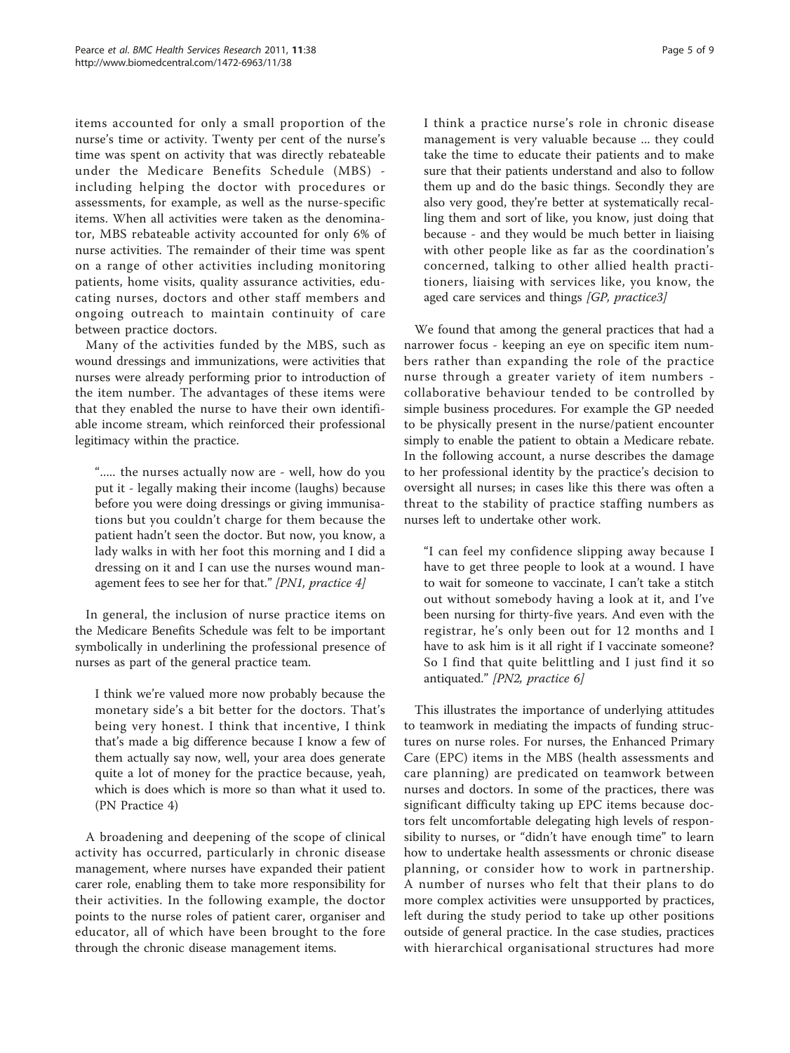items accounted for only a small proportion of the nurse's time or activity. Twenty per cent of the nurse's time was spent on activity that was directly rebateable under the Medicare Benefits Schedule (MBS) - including helping the doctor with procedures or assessments, for example, as well as the nurse-specific items. When all activities were taken as the denominator, MBS rebateable activity accounted for only 6% of nurse activities. The remainder of their time was spent on a range of other activities including monitoring patients, home visits, quality assurance activities, educating nurses, doctors and other staff members and ongoing outreach to maintain continuity of care between practice doctors.

Many of the activities funded by the MBS, such as wound dressings and immunizations, were activities that nurses were already performing prior to introduction of the item number. The advantages of these items were that they enabled the nurse to have their own identifiable income stream, which reinforced their professional legitimacy within the practice.

> "..... the nurses actually now are - well, how do you put it - legally making their income (laughs) because before you were doing dressings or giving immunisations but you couldn't charge for them because the patient hadn't seen the doctor. But now, you know, a lady walks in with her foot this morning and I did a dressing on it and I can use the nurses wound management fees to see her for that." *[PN1, practice 4]*

In general, the inclusion of nurse practice items on the Medicare Benefits Schedule was felt to be important symbolically in underlining the professional presence of nurses as part of the general practice team.

> I think we're valued more now probably because the monetary side's a bit better for the doctors. That's being very honest. I think that incentive, I think that's made a big difference because I know a few of them actually say now, well, your area does generate quite a lot of money for the practice because, yeah, which is does which is more so than what it used to. (PN Practice 4)

A broadening and deepening of the scope of clinical activity has occurred, particularly in chronic disease management, where nurses have expanded their patient carer role, enabling them to take more responsibility for their activities. In the following example, the doctor points to the nurse roles of patient carer, organiser and educator, all of which have been brought to the fore through the chronic disease management items.

> I think a practice nurse's role in chronic disease management is very valuable because ... they could take the time to educate their patients and to make sure that their patients understand and also to follow them up and do the basic things. Secondly they are also very good, they're better at systematically recalling them and sort of like, you know, just doing that because - and they would be much better in liaising with other people like as far as the coordination's concerned, talking to other allied health practitioners, liaising with services like, you know, the aged care services and things *[GP, practice3]*

We found that among the general practices that had a narrower focus - keeping an eye on specific item numbers rather than expanding the role of the practice nurse through a greater variety of item numbers - collaborative behaviour tended to be controlled by simple business procedures. For example the GP needed to be physically present in the nurse/patient encounter simply to enable the patient to obtain a Medicare rebate. In the following account, a nurse describes the damage to her professional identity by the practice's decision to oversight all nurses; in cases like this there was often a threat to the stability of practice staffing numbers as nurses left to undertake other work.

> "I can feel my confidence slipping away because I have to get three people to look at a wound. I have to wait for someone to vaccinate, I can't take a stitch out without somebody having a look at it, and I've been nursing for thirty-five years. And even with the registrar, he's only been out for 12 months and I have to ask him is it all right if I vaccinate someone? So I find that quite belittling and I just find it so antiquated." *[PN2, practice 6]*

This illustrates the importance of underlying attitudes to teamwork in mediating the impacts of funding structures on nurse roles. For nurses, the Enhanced Primary Care (EPC) items in the MBS (health assessments and care planning) are predicated on teamwork between nurses and doctors. In some of the practices, there was significant difficulty taking up EPC items because doctors felt uncomfortable delegating high levels of responsibility to nurses, or "didn't have enough time" to learn how to undertake health assessments or chronic disease planning, or consider how to work in partnership. A number of nurses who felt that their plans to do more complex activities were unsupported by practices, left during the study period to take up other positions outside of general practice. In the case studies, practices with hierarchical organisational structures had more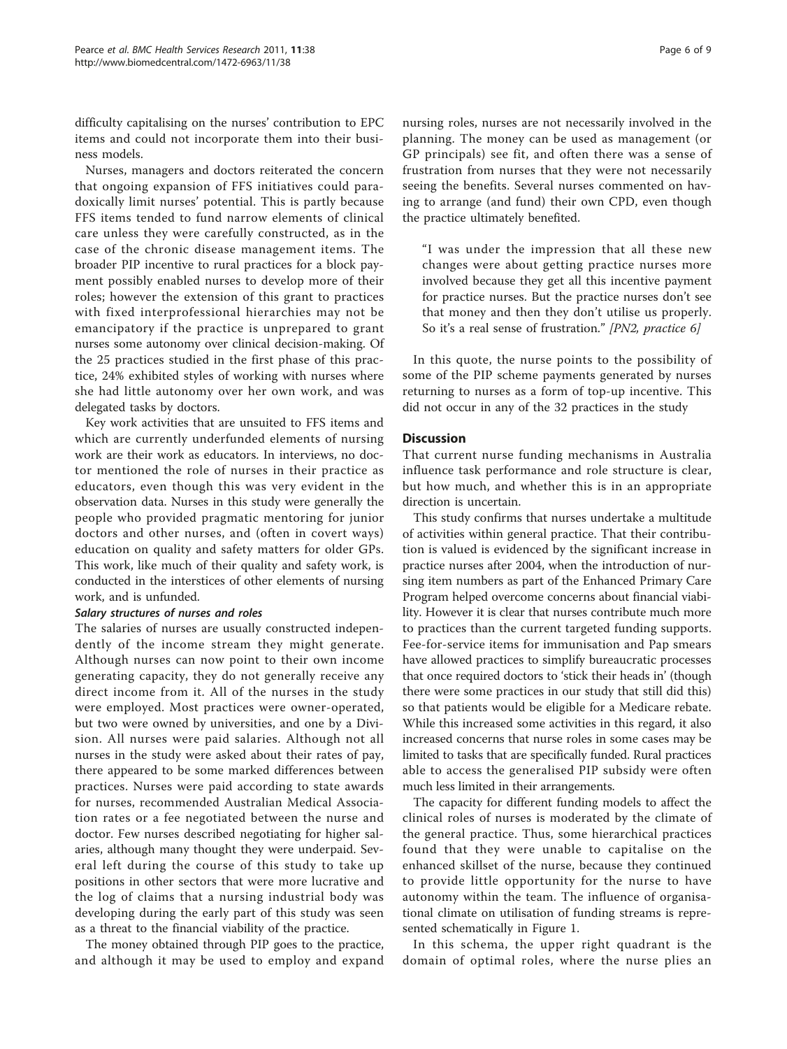difficulty capitalising on the nurses' contribution to EPC items and could not incorporate them into their business models.

Nurses, managers and doctors reiterated the concern that ongoing expansion of FFS initiatives could paradoxically limit nurses' potential. This is partly because FFS items tended to fund narrow elements of clinical care unless they were carefully constructed, as in the case of the chronic disease management items. The broader PIP incentive to rural practices for a block payment possibly enabled nurses to develop more of their roles; however the extension of this grant to practices with fixed interprofessional hierarchies may not be emancipatory if the practice is unprepared to grant nurses some autonomy over clinical decision-making. Of the 25 practices studied in the first phase of this practice, 24% exhibited styles of working with nurses where she had little autonomy over her own work, and was delegated tasks by doctors.

Key work activities that are unsuited to FFS items and which are currently underfunded elements of nursing work are their work as educators. In interviews, no doctor mentioned the role of nurses in their practice as educators, even though this was very evident in the observation data. Nurses in this study were generally the people who provided pragmatic mentoring for junior doctors and other nurses, and (often in covert ways) education on quality and safety matters for older GPs. This work, like much of their quality and safety work, is conducted in the interstices of other elements of nursing work, and is unfunded.

#### Salary structures of nurses and roles

The salaries of nurses are usually constructed independently of the income stream they might generate. Although nurses can now point to their own income generating capacity, they do not generally receive any direct income from it. All of the nurses in the study were employed. Most practices were owner-operated, but two were owned by universities, and one by a Division. All nurses were paid salaries. Although not all nurses in the study were asked about their rates of pay, there appeared to be some marked differences between practices. Nurses were paid according to state awards for nurses, recommended Australian Medical Association rates or a fee negotiated between the nurse and doctor. Few nurses described negotiating for higher salaries, although many thought they were underpaid. Several left during the course of this study to take up positions in other sectors that were more lucrative and the log of claims that a nursing industrial body was developing during the early part of this study was seen as a threat to the financial viability of the practice.

The money obtained through PIP goes to the practice, and although it may be used to employ and expand nursing roles, nurses are not necessarily involved in the planning. The money can be used as management (or GP principals) see fit, and often there was a sense of frustration from nurses that they were not necessarily seeing the benefits. Several nurses commented on having to arrange (and fund) their own CPD, even though the practice ultimately benefited.

> "I was under the impression that all these new changes were about getting practice nurses more involved because they get all this incentive payment for practice nurses. But the practice nurses don't see that money and then they don't utilise us properly. So it's a real sense of frustration." *[PN2, practice 6]*

In this quote, the nurse points to the possibility of some of the PIP scheme payments generated by nurses returning to nurses as a form of top-up incentive. This did not occur in any of the 32 practices in the study

## Discussion

That current nurse funding mechanisms in Australia influence task performance and role structure is clear, but how much, and whether this is in an appropriate direction is uncertain.

This study confirms that nurses undertake a multitude of activities within general practice. That their contribution is valued is evidenced by the significant increase in practice nurses after 2004, when the introduction of nursing item numbers as part of the Enhanced Primary Care Program helped overcome concerns about financial viability. However it is clear that nurses contribute much more to practices than the current targeted funding supports. Fee-for-service items for immunisation and Pap smears have allowed practices to simplify bureaucratic processes that once required doctors to 'stick their heads in' (though there were some practices in our study that still did this) so that patients would be eligible for a Medicare rebate. While this increased some activities in this regard, it also increased concerns that nurse roles in some cases may be limited to tasks that are specifically funded. Rural practices able to access the generalised PIP subsidy were often much less limited in their arrangements.

The capacity for different funding models to affect the clinical roles of nurses is moderated by the climate of the general practice. Thus, some hierarchical practices found that they were unable to capitalise on the enhanced skillset of the nurse, because they continued to provide little opportunity for the nurse to have autonomy within the team. The influence of organisational climate on utilisation of funding streams is represented schematically in Figure 1.

In this schema, the upper right quadrant is the domain of optimal roles, where the nurse plies an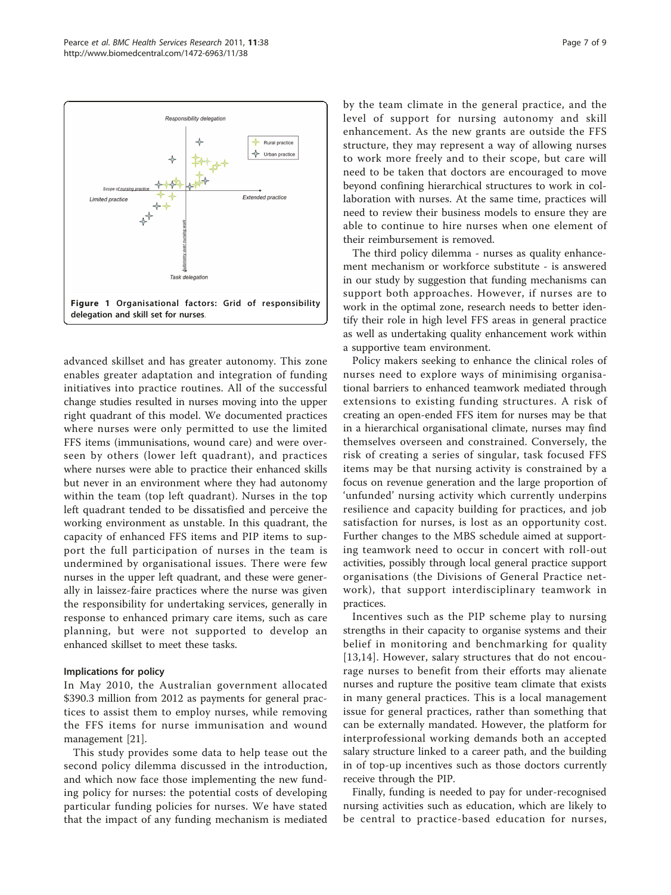Responsibility delegation

Rural practice

Urban practice

Scope of nursing practice

Limited practice

Extended practice

Autonomy over nursing work

Task delegation

**Figure 1 Organisational factors: Grid of responsibility delegation and skill set for nurses**.

advanced skillset and has greater autonomy. This zone enables greater adaptation and integration of funding initiatives into practice routines. All of the successful change studies resulted in nurses moving into the upper right quadrant of this model. We documented practices where nurses were only permitted to use the limited FFS items (immunisations, wound care) and were overseen by others (lower left quadrant), and practices where nurses were able to practice their enhanced skills but never in an environment where they had autonomy within the team (top left quadrant). Nurses in the top left quadrant tended to be dissatisfied and perceive the working environment as unstable. In this quadrant, the capacity of enhanced FFS items and PIP items to support the full participation of nurses in the team is undermined by organisational issues. There were few nurses in the upper left quadrant, and these were generally in laissez-faire practices where the nurse was given the responsibility for undertaking services, generally in response to enhanced primary care items, such as care planning, but were not supported to develop an enhanced skillset to meet these tasks.

### Implications for policy

In May 2010, the Australian government allocated $390.3 million from 2012 as payments for general practices to assist them to employ nurses, while removing the FFS items for nurse immunisation and wound management [21].

This study provides some data to help tease out the second policy dilemma discussed in the introduction, and which now face those implementing the new funding policy for nurses: the potential costs of developing particular funding policies for nurses. We have stated that the impact of any funding mechanism is mediated by the team climate in the general practice, and the level of support for nursing autonomy and skill enhancement. As the new grants are outside the FFS structure, they may represent a way of allowing nurses to work more freely and to their scope, but care will need to be taken that doctors are encouraged to move beyond confining hierarchical structures to work in collaboration with nurses. At the same time, practices will need to review their business models to ensure they are able to continue to hire nurses when one element of their reimbursement is removed.

The third policy dilemma - nurses as quality enhancement mechanism or workforce substitute - is answered in our study by suggestion that funding mechanisms can support both approaches. However, if nurses are to work in the optimal zone, research needs to better identify their role in high level FFS areas in general practice as well as undertaking quality enhancement work within a supportive team environment.

Policy makers seeking to enhance the clinical roles of nurses need to explore ways of minimising organisational barriers to enhanced teamwork mediated through extensions to existing funding structures. A risk of creating an open-ended FFS item for nurses may be that in a hierarchical organisational climate, nurses may find themselves overseen and constrained. Conversely, the risk of creating a series of singular, task focused FFS items may be that nursing activity is constrained by a focus on revenue generation and the large proportion of 'unfunded' nursing activity which currently underpins resilience and capacity building for practices, and job satisfaction for nurses, is lost as an opportunity cost. Further changes to the MBS schedule aimed at supporting teamwork need to occur in concert with roll-out activities, possibly through local general practice support organisations (the Divisions of General Practice network), that support interdisciplinary teamwork in practices.

Incentives such as the PIP scheme play to nursing strengths in their capacity to organise systems and their belief in monitoring and benchmarking for quality [13,14]. However, salary structures that do not encourage nurses to benefit from their efforts may alienate nurses and rupture the positive team climate that exists in many general practices. This is a local management issue for general practices, rather than something that can be externally mandated. However, the platform for interprofessional working demands both an accepted salary structure linked to a career path, and the building in of top-up incentives such as those doctors currently receive through the PIP.

Finally, funding is needed to pay for under-recognised nursing activities such as education, which are likely to be central to practice-based education for nurses,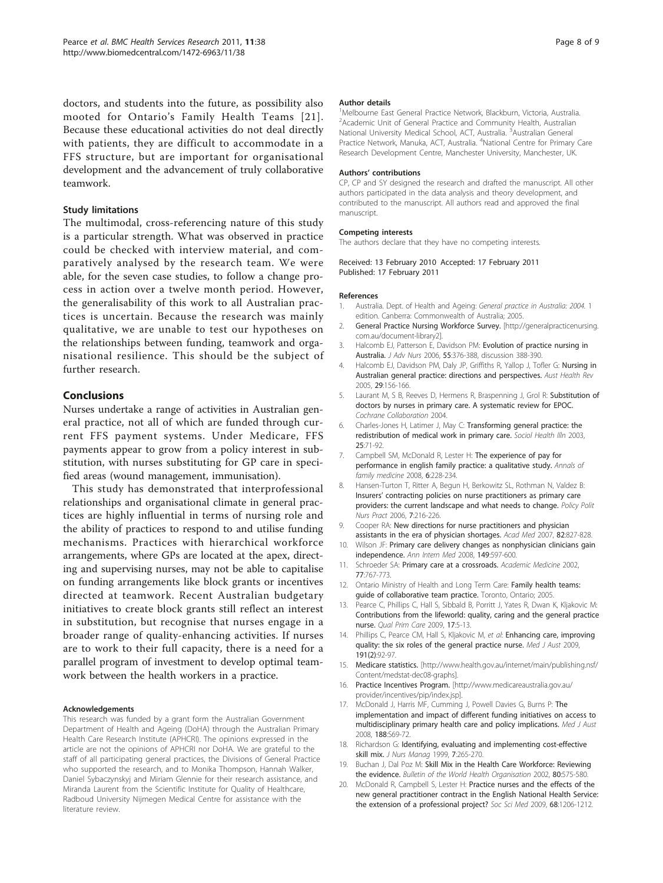doctors, and students into the future, as possibility also mooted for Ontario's Family Health Teams [21]. Because these educational activities do not deal directly with patients, they are difficult to accommodate in a FFS structure, but are important for organisational development and the advancement of truly collaborative teamwork.

### Study limitations

The multimodal, cross-referencing nature of this study is a particular strength. What was observed in practice could be checked with interview material, and comparatively analysed by the research team. We were able, for the seven case studies, to follow a change process in action over a twelve month period. However, the generalisability of this work to all Australian practices is uncertain. Because the research was mainly qualitative, we are unable to test our hypotheses on the relationships between funding, teamwork and organisational resilience. This should be the subject of further research.

## Conclusions

Nurses undertake a range of activities in Australian general practice, not all of which are funded through current FFS payment systems. Under Medicare, FFS payments appear to grow from a policy interest in substitution, with nurses substituting for GP care in specified areas (wound management, immunisation).

This study has demonstrated that interprofessional relationships and organisational climate in general practices are highly influential in terms of nursing role and the ability of practices to respond to and utilise funding mechanisms. Practices with hierarchical workforce arrangements, where GPs are located at the apex, directing and supervising nurses, may not be able to capitalise on funding arrangements like block grants or incentives directed at teamwork. Recent Australian budgetary initiatives to create block grants still reflect an interest in substitution, but recognise that nurses engage in a broader range of quality-enhancing activities. If nurses are to work to their full capacity, there is a need for a parallel program of investment to develop optimal teamwork between the health workers in a practice.

#### Acknowledgements

This research was funded by a grant form the Australian Government Department of Health and Ageing (DoHA) through the Australian Primary Health Care Research Institute (APHCRI). The opinions expressed in the article are not the opinions of APHCRI nor DoHA. We are grateful to the staff of all participating general practices, the Divisions of General Practice who supported the research, and to Monika Thompson, Hannah Walker, Daniel Sybaczynskyj and Miriam Glennie for their research assistance, and Miranda Laurent from the Scientific Institute for Quality of Healthcare, Radboud University Nijmegen Medical Centre for assistance with the literature review.

#### Author details

[1]Melbourne East General Practice Network, Blackburn, Victoria, Australia. [2]Academic Unit of General Practice and Community Health, Australian National University Medical School, ACT, Australia. [3]Australian General Practice Network, Manuka, ACT, Australia. [4]National Centre for Primary Care Research Development Centre, Manchester University, Manchester, UK.

#### Authors' contributions

CP, CP and SY designed the research and drafted the manuscript. All other authors participated in the data analysis and theory development, and contributed to the manuscript. All authors read and approved the final manuscript.

#### Competing interests

The authors declare that they have no competing interests.

Received: 13 February 2010 Accepted: 17 February 2011
Published: 17 February 2011

#### References

1. Australia. Dept. of Health and Ageing: *General practice in Australia: 2004.* 1 edition. Canberra: Commonwealth of Australia; 2005.
2. **General Practice Nursing Workforce Survey.** [http://generalpracticenursing.com.au/document-library2].
3. Halcomb EJ, Patterson E, Davidson PM: **Evolution of practice nursing in Australia.** *J Adv Nurs* 2006, **55**:376-388, discussion 388-390.
4. Halcomb EJ, Davidson PM, Daly JP, Griffiths R, Yallop J, Tofler G: **Nursing in Australian general practice: directions and perspectives.** *Aust Health Rev* 2005, **29**:156-166.
5. Laurant M, S B, Reeves D, Hermens R, Braspenning J, Grol R: **Substitution of doctors by nurses in primary care. A systematic review for EPOC.** *Cochrane Collaboration* 2004.
6. Charles-Jones H, Latimer J, May C: **Transforming general practice: the redistribution of medical work in primary care.** *Sociol Health Illn* 2003, **25**:71-92.
7. Campbell SM, McDonald R, Lester H: **The experience of pay for performance in english family practice: a qualitative study.** *Annals of family medicine* 2008, **6**:228-234.
8. Hansen-Turton T, Ritter A, Begun H, Berkowitz SL, Rothman N, Valdez B: **Insurers' contracting policies on nurse practitioners as primary care providers: the current landscape and what needs to change.** *Policy Polit Nurs Pract* 2006, **7**:216-226.
9. Cooper RA: **New directions for nurse practitioners and physician assistants in the era of physician shortages.** *Acad Med* 2007, **82**:827-828.
10. Wilson JF: **Primary care delivery changes as nonphysician clinicians gain independence.** *Ann Intern Med* 2008, **149**:597-600.
11. Schroeder SA: **Primary care at a crossroads.** *Academic Medicine* 2002, **77**:767-773.
12. Ontario Ministry of Health and Long Term Care: **Family health teams: guide of collaborative team practice.** Toronto, Ontario; 2005.
13. Pearce C, Phillips C, Hall S, Sibbald B, Porritt J, Yates R, Dwan K, Kljakovic M: **Contributions from the lifeworld: quality, caring and the general practice nurse.** *Qual Prim Care* 2009, **17**:5-13.
14. Phillips C, Pearce CM, Hall S, Kljakovic M, *et al*: **Enhancing care, improving quality: the six roles of the general practice nurse.** *Med J Aust* 2009, **191(2)**:92-97.
15. **Medicare statistics.** [http://www.health.gov.au/internet/main/publishing.nsf/Content/medstat-dec08-graphs].
16. **Practice Incentives Program.** [http://www.medicareaustralia.gov.au/provider/incentives/pip/index.jsp].
17. McDonald J, Harris MF, Cumming J, Powell Davies G, Burns P: **The implementation and impact of different funding initiatives on access to multidisciplinary primary health care and policy implications.** *Med J Aust* 2008, **188**:S69-72.
18. Richardson G: **Identifying, evaluating and implementing cost-effective skill mix.** *J Nurs Manag* 1999, **7**:265-270.
19. Buchan J, Dal Poz M: **Skill Mix in the Health Care Workforce: Reviewing the evidence.** *Bulletin of the World Health Organisation* 2002, **80**:575-580.
20. McDonald R, Campbell S, Lester H: **Practice nurses and the effects of the new general practitioner contract in the English National Health Service: the extension of a professional project?** *Soc Sci Med* 2009, **68**:1206-1212.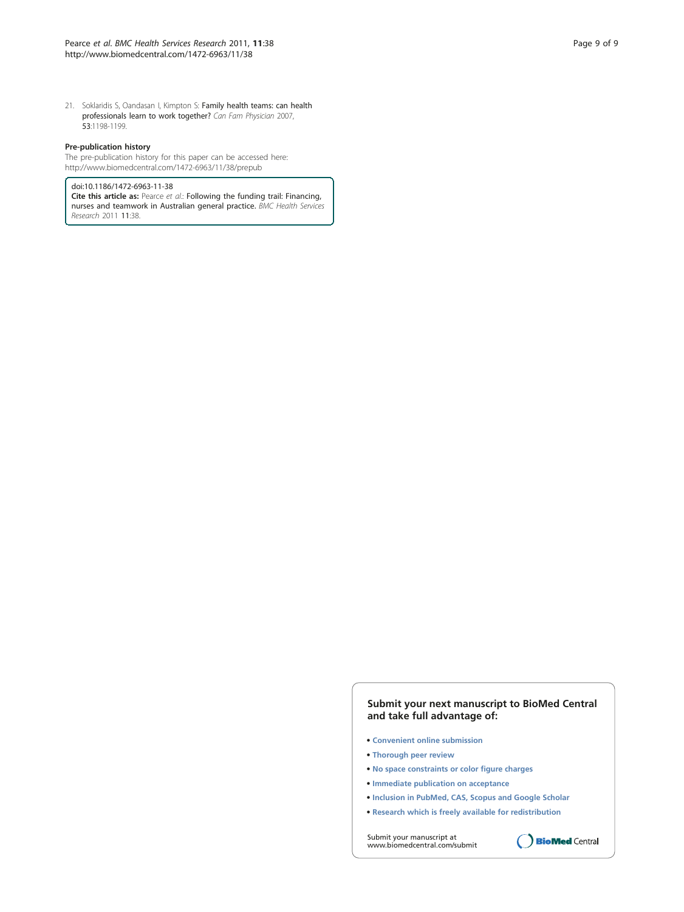21. Soklaridis S, Oandasan I, Kimpton S: **Family health teams: can health professionals learn to work together?** *Can Fam Physician* 2007, **53**:1198-1199.

### Pre-publication history

The pre-publication history for this paper can be accessed here:
http://www.biomedcentral.com/1472-6963/11/38/prepub

doi:10.1186/1472-6963-11-38
**Cite this article as:** Pearce *et al.*: Following the funding trail: Financing, nurses and teamwork in Australian general practice. *BMC Health Services Research* 2011 **11**:38.

**Submit your next manuscript to BioMed Central and take full advantage of:**

- **Convenient online submission**
- **Thorough peer review**
- **No space constraints or color figure charges**
- **Immediate publication on acceptance**
- **Inclusion in PubMed, CAS, Scopus and Google Scholar**
- **Research which is freely available for redistribution**

Submit your manuscript at
www.biomedcentral.com/submit

BioMed Central